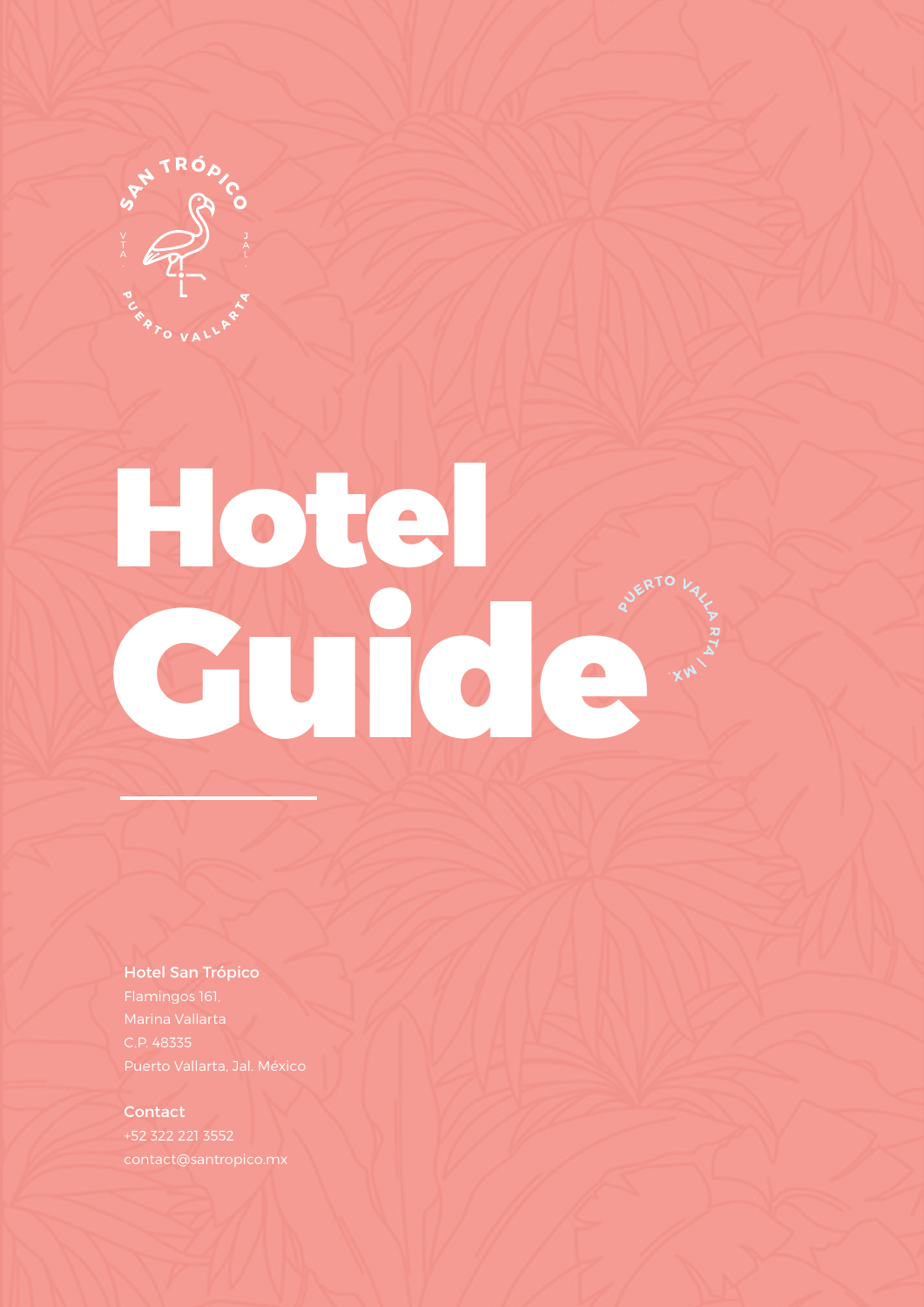SAN TRÓPICO

VTA. JAL.

PUERTO VALLARTA

# Hotel Guide

PUERTO VALLARTA | MX.

**Hotel San Trópico**
Flamingos 161,
Marina Vallarta
C.P. 48335
Puerto Vallarta, Jal. México

**Contact**
+52 322 221 3552
contact@santropico.mx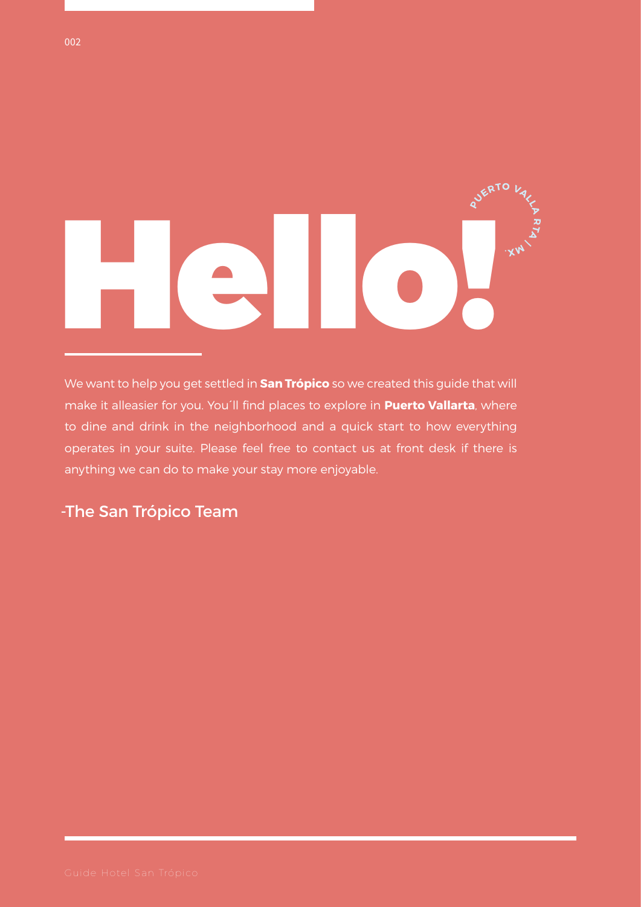# Hello!

PUERTO VALLARTA | MX.

We want to help you get settled in **San Trópico** so we created this guide that will make it alleasier for you. You´ll find places to explore in **Puerto Vallarta**, where to dine and drink in the neighborhood and a quick start to how everything operates in your suite. Please feel free to contact us at front desk if there is anything we can do to make your stay more enjoyable.

-The San Trópico Team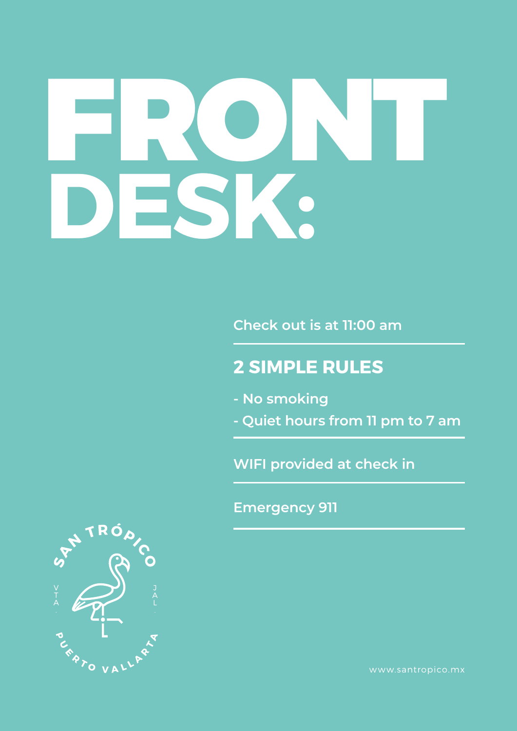# FRONT DESK:

Check out is at 11:00 am

## 2 SIMPLE RULES

- No smoking
- Quiet hours from 11 pm to 7 am

WIFI provided at check in

Emergency 911

SAN TRÓPICO

VTA · JAL ·

PUERTO VALLARTA

www.santropico.mx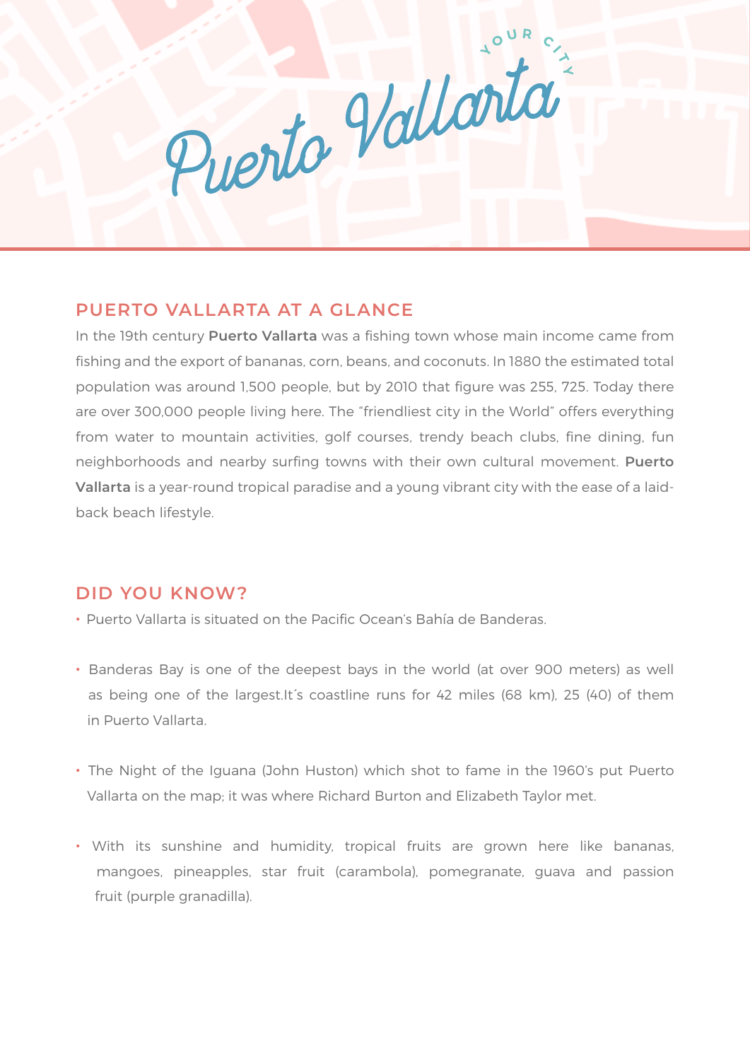# Puerto Vallarta

YOUR CITY

## PUERTO VALLARTA AT A GLANCE

In the 19th century **Puerto Vallarta** was a fishing town whose main income came from fishing and the export of bananas, corn, beans, and coconuts. In 1880 the estimated total population was around 1,500 people, but by 2010 that figure was 255, 725. Today there are over 300,000 people living here. The "friendliest city in the World" offers everything from water to mountain activities, golf courses, trendy beach clubs, fine dining, fun neighborhoods and nearby surfing towns with their own cultural movement. **Puerto Vallarta** is a year-round tropical paradise and a young vibrant city with the ease of a laid-back beach lifestyle.

## DID YOU KNOW?

- Puerto Vallarta is situated on the Pacific Ocean's Bahía de Banderas.
- Banderas Bay is one of the deepest bays in the world (at over 900 meters) as well as being one of the largest.It´s coastline runs for 42 miles (68 km), 25 (40) of them in Puerto Vallarta.
- The Night of the Iguana (John Huston) which shot to fame in the 1960's put Puerto Vallarta on the map; it was where Richard Burton and Elizabeth Taylor met.
- With its sunshine and humidity, tropical fruits are grown here like bananas, mangoes, pineapples, star fruit (carambola), pomegranate, guava and passion fruit (purple granadilla).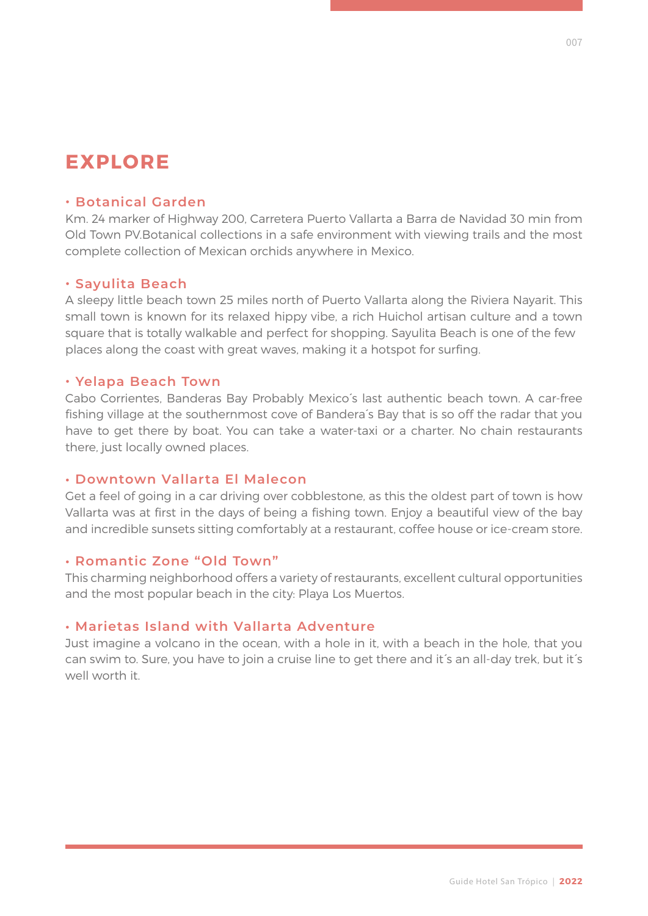# EXPLORE

## • Botanical Garden

Km. 24 marker of Highway 200, Carretera Puerto Vallarta a Barra de Navidad 30 min from Old Town PV.Botanical collections in a safe environment with viewing trails and the most complete collection of Mexican orchids anywhere in Mexico.

## • Sayulita Beach

A sleepy little beach town 25 miles north of Puerto Vallarta along the Riviera Nayarit. This small town is known for its relaxed hippy vibe, a rich Huichol artisan culture and a town square that is totally walkable and perfect for shopping. Sayulita Beach is one of the few places along the coast with great waves, making it a hotspot for surfing.

## • Yelapa Beach Town

Cabo Corrientes, Banderas Bay Probably Mexico´s last authentic beach town. A car-free fishing village at the southernmost cove of Bandera´s Bay that is so off the radar that you have to get there by boat. You can take a water-taxi or a charter. No chain restaurants there, just locally owned places.

## • Downtown Vallarta El Malecon

Get a feel of going in a car driving over cobblestone, as this the oldest part of town is how Vallarta was at first in the days of being a fishing town. Enjoy a beautiful view of the bay and incredible sunsets sitting comfortably at a restaurant, coffee house or ice-cream store.

## • Romantic Zone “Old Town”

This charming neighborhood offers a variety of restaurants, excellent cultural opportunities and the most popular beach in the city: Playa Los Muertos.

## • Marietas Island with Vallarta Adventure

Just imagine a volcano in the ocean, with a hole in it, with a beach in the hole, that you can swim to. Sure, you have to join a cruise line to get there and it´s an all-day trek, but it´s well worth it.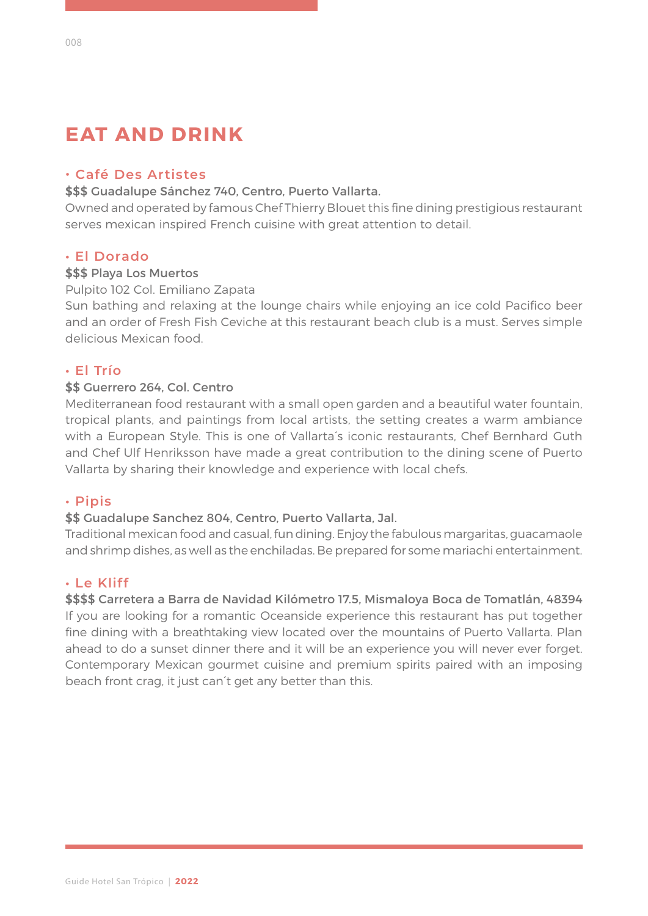# EAT AND DRINK

### • Café Des Artistes

**$$$ Guadalupe Sánchez 740, Centro, Puerto Vallarta.**

Owned and operated by famous Chef Thierry Blouet this fine dining prestigious restaurant serves mexican inspired French cuisine with great attention to detail.

### • El Dorado

**$$$ Playa Los Muertos**

Pulpito 102 Col. Emiliano Zapata

Sun bathing and relaxing at the lounge chairs while enjoying an ice cold Pacifico beer and an order of Fresh Fish Ceviche at this restaurant beach club is a must. Serves simple delicious Mexican food.

### • El Trío

**$$ Guerrero 264, Col. Centro**

Mediterranean food restaurant with a small open garden and a beautiful water fountain, tropical plants, and paintings from local artists, the setting creates a warm ambiance with a European Style. This is one of Vallarta´s iconic restaurants, Chef Bernhard Guth and Chef Ulf Henriksson have made a great contribution to the dining scene of Puerto Vallarta by sharing their knowledge and experience with local chefs.

### • Pipis

**$$ Guadalupe Sanchez 804, Centro, Puerto Vallarta, Jal.**

Traditional mexican food and casual, fun dining. Enjoy the fabulous margaritas, guacamaole and shrimp dishes, as well as the enchiladas. Be prepared for some mariachi entertainment.

### • Le Kliff

**$$$$ Carretera a Barra de Navidad Kilómetro 17.5, Mismaloya Boca de Tomatlán, 48394**

If you are looking for a romantic Oceanside experience this restaurant has put together fine dining with a breathtaking view located over the mountains of Puerto Vallarta. Plan ahead to do a sunset dinner there and it will be an experience you will never ever forget. Contemporary Mexican gourmet cuisine and premium spirits paired with an imposing beach front crag, it just can´t get any better than this.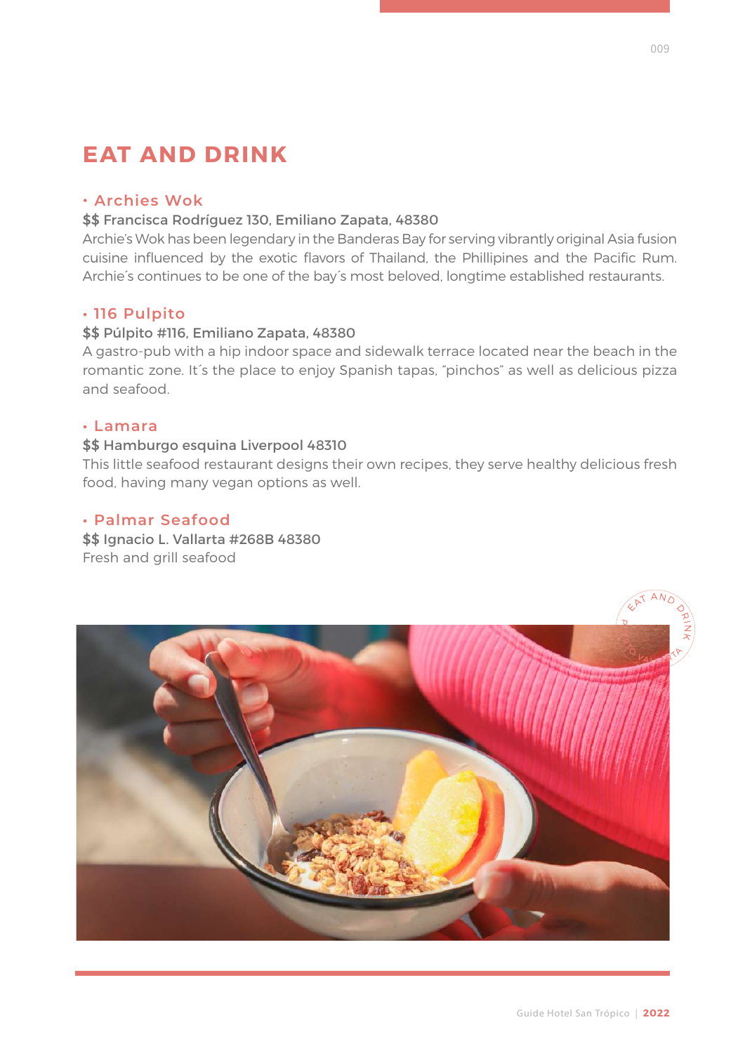# EAT AND DRINK

### • Archies Wok

**$$ Francisca Rodríguez 130, Emiliano Zapata, 48380**

Archie's Wok has been legendary in the Banderas Bay for serving vibrantly original Asia fusion cuisine influenced by the exotic flavors of Thailand, the Phillipines and the Pacific Rum. Archie´s continues to be one of the bay´s most beloved, longtime established restaurants.

### • 116 Pulpito

**$$ Púlpito #116, Emiliano Zapata, 48380**

A gastro-pub with a hip indoor space and sidewalk terrace located near the beach in the romantic zone. It´s the place to enjoy Spanish tapas, "pinchos" as well as delicious pizza and seafood.

### • Lamara

**$$ Hamburgo esquina Liverpool 48310**

This little seafood restaurant designs their own recipes, they serve healthy delicious fresh food, having many vegan options as well.

### • Palmar Seafood

**$$ Ignacio L. Vallarta #268B 48380**

Fresh and grill seafood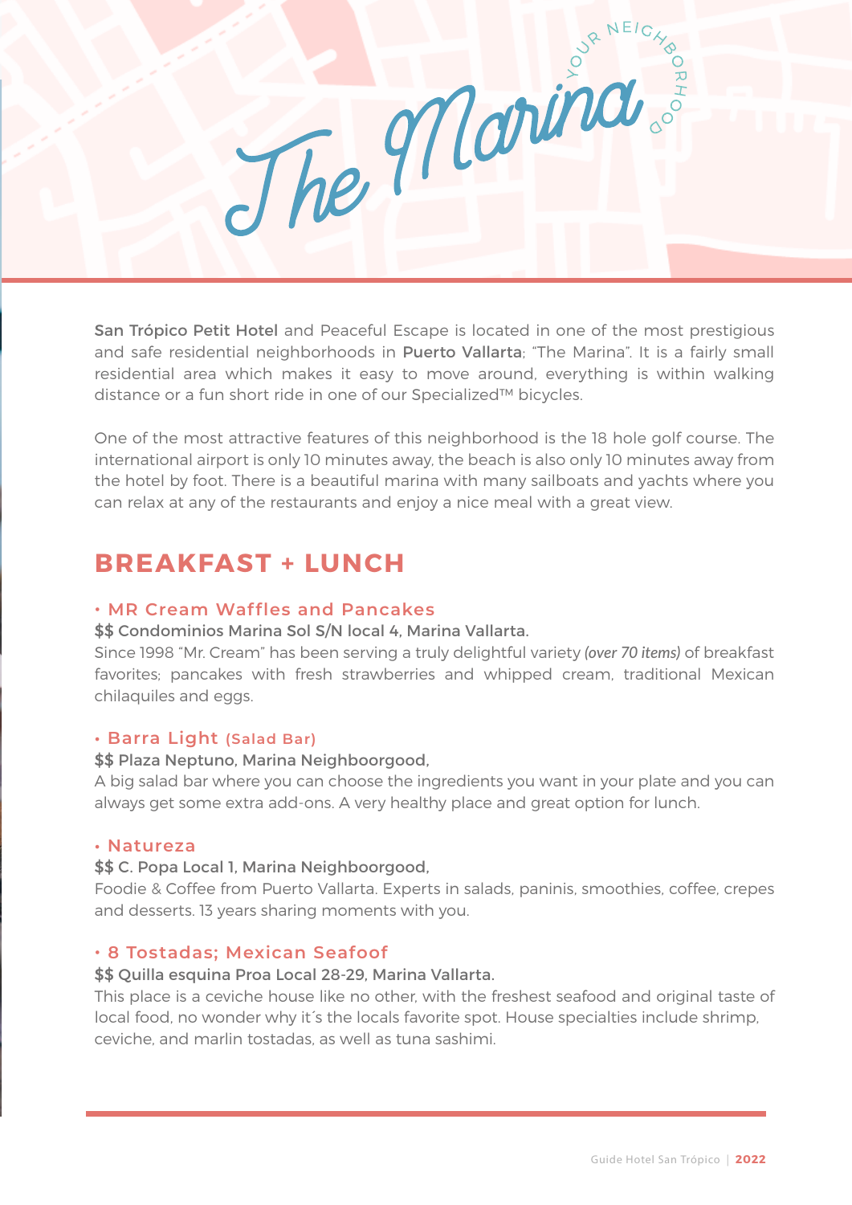# The Marina

YOUR NEIGHBORHOOD

**San Trópico Petit Hotel** and Peaceful Escape is located in one of the most prestigious and safe residential neighborhoods in **Puerto Vallarta**; "The Marina". It is a fairly small residential area which makes it easy to move around, everything is within walking distance or a fun short ride in one of our Specialized™ bicycles.

One of the most attractive features of this neighborhood is the 18 hole golf course. The international airport is only 10 minutes away, the beach is also only 10 minutes away from the hotel by foot. There is a beautiful marina with many sailboats and yachts where you can relax at any of the restaurants and enjoy a nice meal with a great view.

## BREAKFAST + LUNCH

### • MR Cream Waffles and Pancakes

**$$ Condominios Marina Sol S/N local 4, Marina Vallarta.**

Since 1998 "Mr. Cream" has been serving a truly delightful variety *(over 70 items)* of breakfast favorites; pancakes with fresh strawberries and whipped cream, traditional Mexican chilaquiles and eggs.

### • Barra Light (Salad Bar)

**$$ Plaza Neptuno, Marina Neighboorgood,**

A big salad bar where you can choose the ingredients you want in your plate and you can always get some extra add-ons. A very healthy place and great option for lunch.

### • Natureza

**$$ C. Popa Local 1, Marina Neighboorgood,**

Foodie & Coffee from Puerto Vallarta. Experts in salads, paninis, smoothies, coffee, crepes and desserts. 13 years sharing moments with you.

### • 8 Tostadas; Mexican Seafoof

**$$ Quilla esquina Proa Local 28-29, Marina Vallarta.**

This place is a ceviche house like no other, with the freshest seafood and original taste of local food, no wonder why it´s the locals favorite spot. House specialties include shrimp, ceviche, and marlin tostadas, as well as tuna sashimi.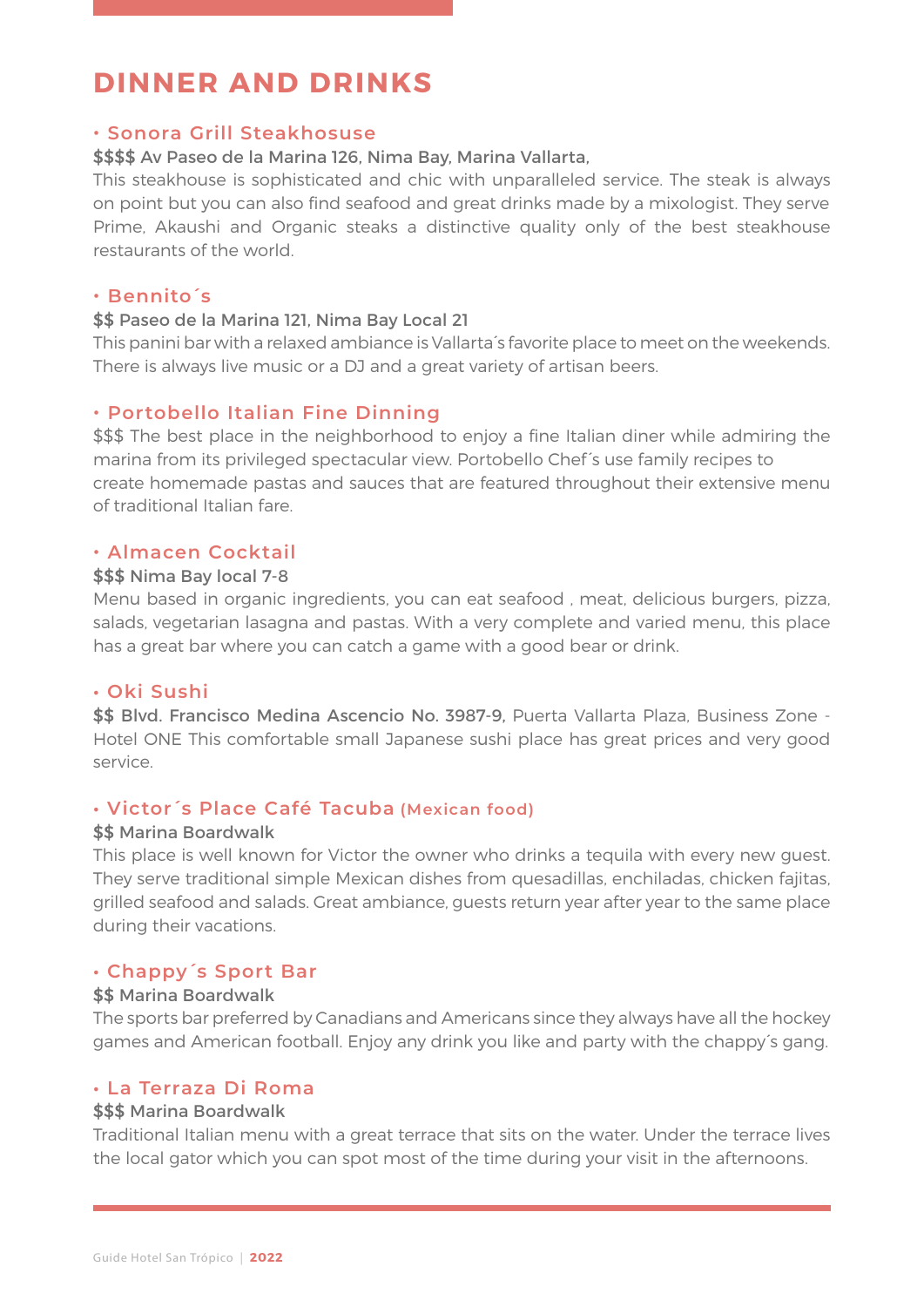# DINNER AND DRINKS

## • Sonora Grill Steakhosuse

**$$$$ Av Paseo de la Marina 126, Nima Bay, Marina Vallarta,**
This steakhouse is sophisticated and chic with unparalleled service. The steak is always on point but you can also find seafood and great drinks made by a mixologist. They serve Prime, Akaushi and Organic steaks a distinctive quality only of the best steakhouse restaurants of the world.

## • Bennito´s

**$$ Paseo de la Marina 121, Nima Bay Local 21**
This panini bar with a relaxed ambiance is Vallarta´s favorite place to meet on the weekends. There is always live music or a DJ and a great variety of artisan beers.

## • Portobello Italian Fine Dinning

$$$ The best place in the neighborhood to enjoy a fine Italian diner while admiring the marina from its privileged spectacular view. Portobello Chef´s use family recipes to create homemade pastas and sauces that are featured throughout their extensive menu of traditional Italian fare.

## • Almacen Cocktail

**$$$ Nima Bay local 7-8**
Menu based in organic ingredients, you can eat seafood , meat, delicious burgers, pizza, salads, vegetarian lasagna and pastas. With a very complete and varied menu, this place has a great bar where you can catch a game with a good bear or drink.

## • Oki Sushi

**$$ Blvd. Francisco Medina Ascencio No. 3987-9,** Puerta Vallarta Plaza, Business Zone - Hotel ONE This comfortable small Japanese sushi place has great prices and very good service.

## • Victor´s Place Café Tacuba (Mexican food)

**$$ Marina Boardwalk**
This place is well known for Victor the owner who drinks a tequila with every new guest. They serve traditional simple Mexican dishes from quesadillas, enchiladas, chicken fajitas, grilled seafood and salads. Great ambiance, guests return year after year to the same place during their vacations.

## • Chappy´s Sport Bar

**$$ Marina Boardwalk**
The sports bar preferred by Canadians and Americans since they always have all the hockey games and American football. Enjoy any drink you like and party with the chappy´s gang.

## • La Terraza Di Roma

**$$$ Marina Boardwalk**
Traditional Italian menu with a great terrace that sits on the water. Under the terrace lives the local gator which you can spot most of the time during your visit in the afternoons.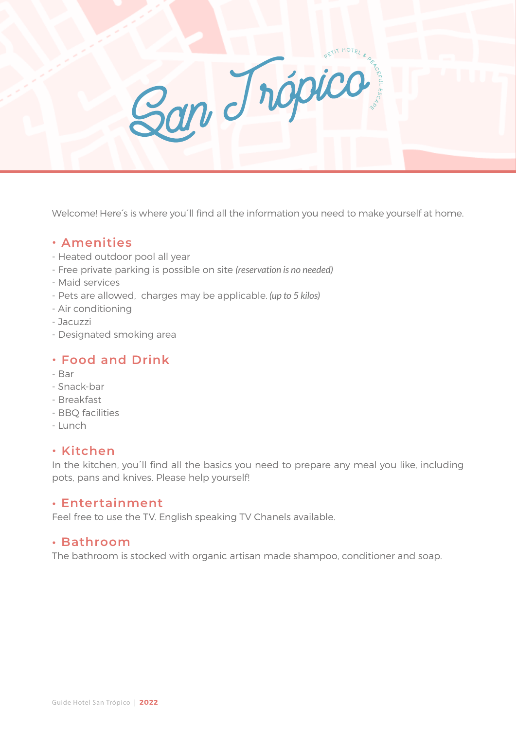# San Trópico

PETIT HOTEL & PEACEFUL ESCAPE

Welcome! Here´s is where you´ll find all the information you need to make yourself at home.

## • Amenities

- Heated outdoor pool all year
- Free private parking is possible on site *(reservation is no needed)*
- Maid services
- Pets are allowed, charges may be applicable. *(up to 5 kilos)*
- Air conditioning
- Jacuzzi
- Designated smoking area

## • Food and Drink

- Bar
- Snack-bar
- Breakfast
- BBQ facilities
- Lunch

## • Kitchen

In the kitchen, you´ll find all the basics you need to prepare any meal you like, including pots, pans and knives. Please help yourself!

## • Entertainment

Feel free to use the TV. English speaking TV Chanels available.

## • Bathroom

The bathroom is stocked with organic artisan made shampoo, conditioner and soap.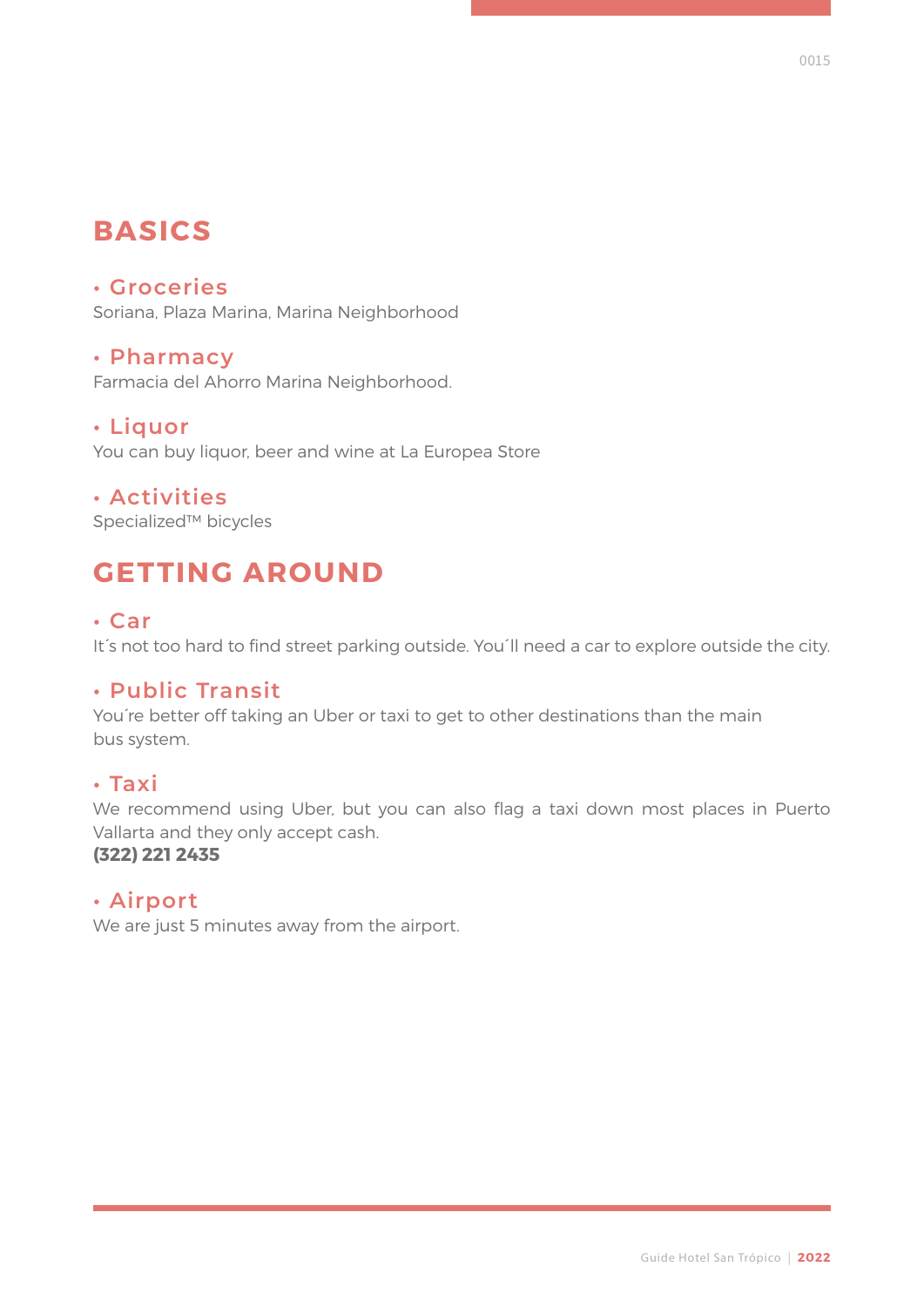# BASICS

### • Groceries

Soriana, Plaza Marina, Marina Neighborhood

### • Pharmacy

Farmacia del Ahorro Marina Neighborhood.

### • Liquor

You can buy liquor, beer and wine at La Europea Store

### • Activities

Specialized™ bicycles

# GETTING AROUND

### • Car

It´s not too hard to find street parking outside. You´ll need a car to explore outside the city.

### • Public Transit

You´re better off taking an Uber or taxi to get to other destinations than the main bus system.

### • Taxi

We recommend using Uber, but you can also flag a taxi down most places in Puerto Vallarta and they only accept cash.
**(322) 221 2435**

### • Airport

We are just 5 minutes away from the airport.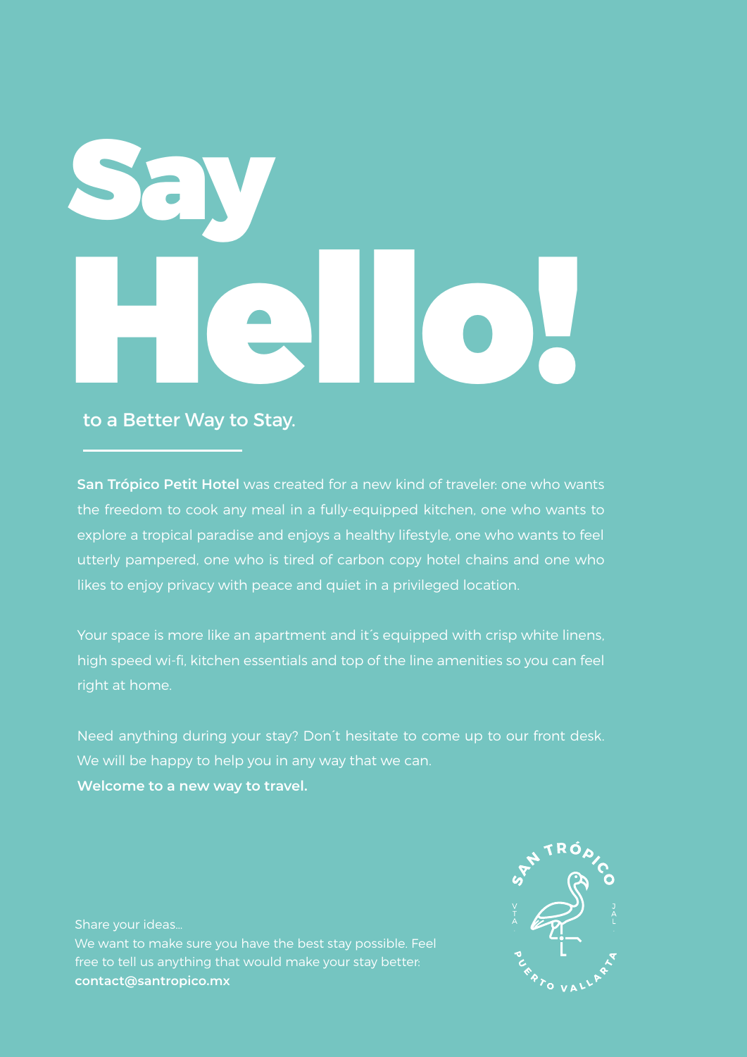# Say Hello!

to a Better Way to Stay.

**San Trópico Petit Hotel** was created for a new kind of traveler: one who wants the freedom to cook any meal in a fully-equipped kitchen, one who wants to explore a tropical paradise and enjoys a healthy lifestyle, one who wants to feel utterly pampered, one who is tired of carbon copy hotel chains and one who likes to enjoy privacy with peace and quiet in a privileged location.

Your space is more like an apartment and it´s equipped with crisp white linens, high speed wi-fi, kitchen essentials and top of the line amenities so you can feel right at home.

Need anything during your stay? Don´t hesitate to come up to our front desk. We will be happy to help you in any way that we can.
**Welcome to a new way to travel.**

Share your ideas...
We want to make sure you have the best stay possible. Feel free to tell us anything that would make your stay better:
**contact@santropico.mx**

SAN TRÓPICO
VTA. JAL.
PUERTO VALLARTA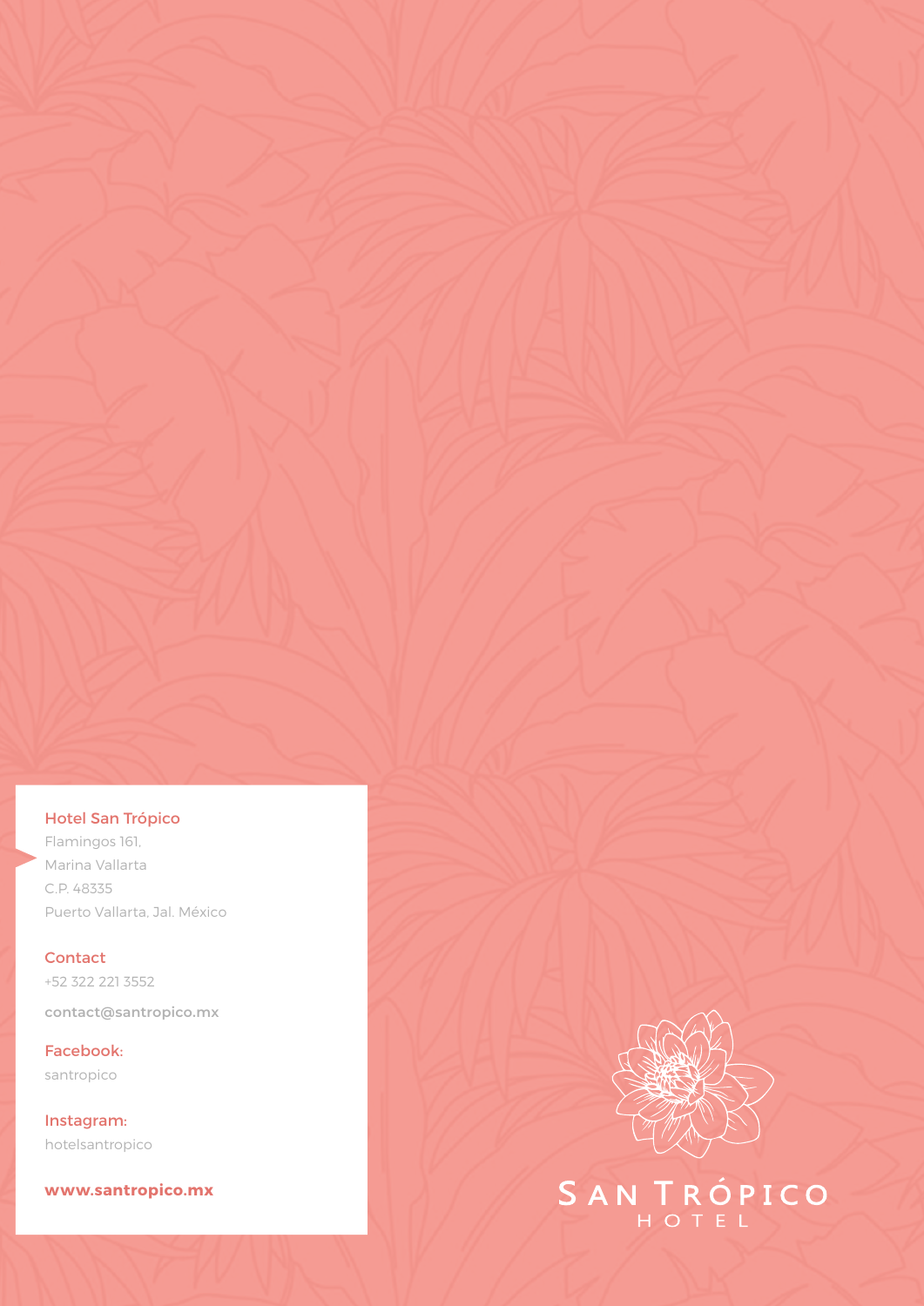**Hotel San Trópico**
Flamingos 161,
Marina Vallarta
C.P. 48335
Puerto Vallarta, Jal. México

**Contact**
+52 322 221 3552
contact@santropico.mx

**Facebook:**
santropico

**Instagram:**
hotelsantropico

**www.santropico.mx**

SAN TRÓPICO
HOTEL